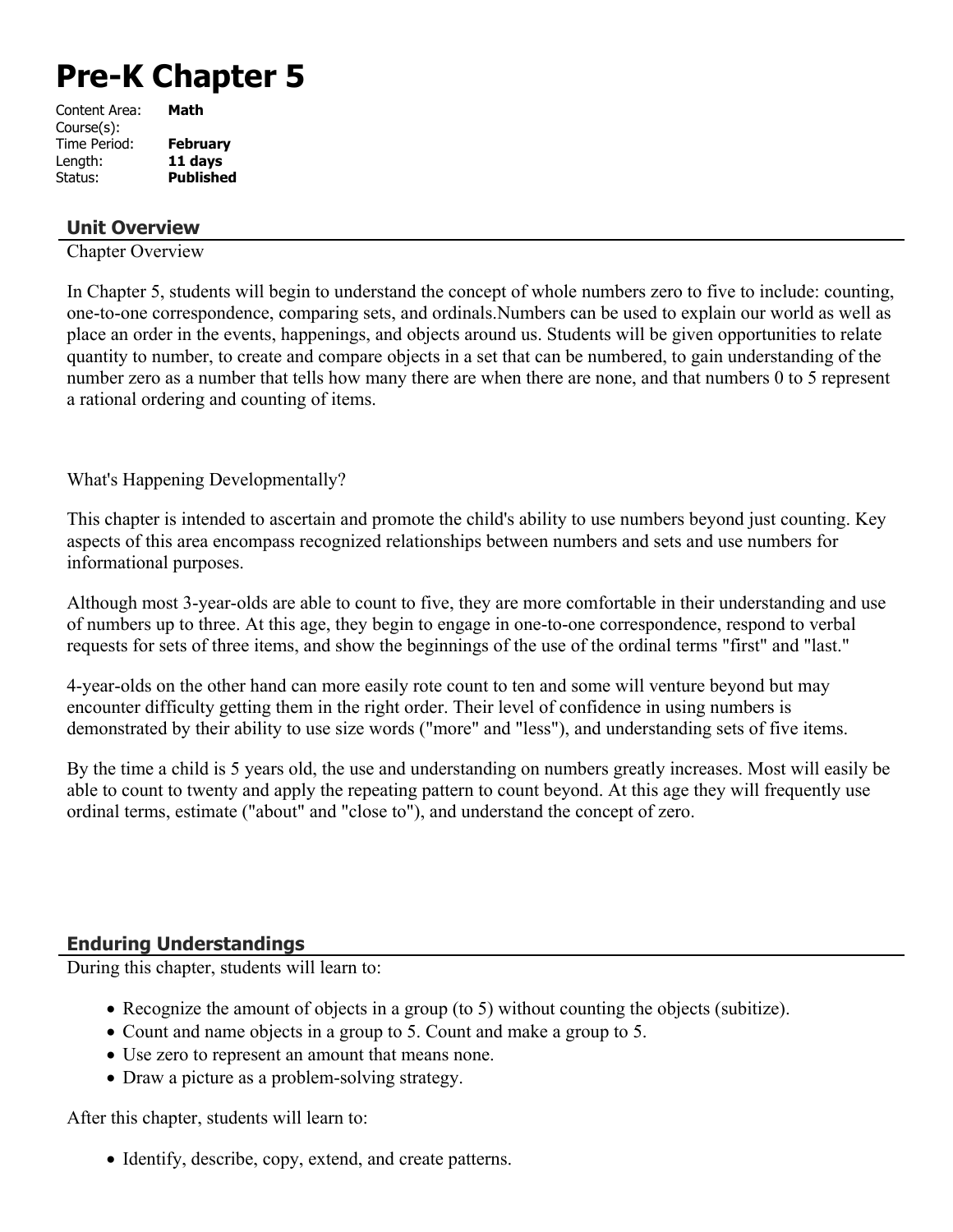# Pre-K Chapter 5

| | |
|---|---|
| Content Area: | **Math** |
| Course(s): | |
| Time Period: | **February** |
| Length: | **11 days** |
| Status: | **Published** |

## Unit Overview

Chapter Overview

In Chapter 5, students will begin to understand the concept of whole numbers zero to five to include: counting, one-to-one correspondence, comparing sets, and ordinals.Numbers can be used to explain our world as well as place an order in the events, happenings, and objects around us. Students will be given opportunities to relate quantity to number, to create and compare objects in a set that can be numbered, to gain understanding of the number zero as a number that tells how many there are when there are none, and that numbers 0 to 5 represent a rational ordering and counting of items.

What's Happening Developmentally?

This chapter is intended to ascertain and promote the child's ability to use numbers beyond just counting. Key aspects of this area encompass recognized relationships between numbers and sets and use numbers for informational purposes.

Although most 3-year-olds are able to count to five, they are more comfortable in their understanding and use of numbers up to three. At this age, they begin to engage in one-to-one correspondence, respond to verbal requests for sets of three items, and show the beginnings of the use of the ordinal terms "first" and "last."

4-year-olds on the other hand can more easily rote count to ten and some will venture beyond but may encounter difficulty getting them in the right order. Their level of confidence in using numbers is demonstrated by their ability to use size words ("more" and "less"), and understanding sets of five items.

By the time a child is 5 years old, the use and understanding on numbers greatly increases. Most will easily be able to count to twenty and apply the repeating pattern to count beyond. At this age they will frequently use ordinal terms, estimate ("about" and "close to"), and understand the concept of zero.

## Enduring Understandings

During this chapter, students will learn to:

- Recognize the amount of objects in a group (to 5) without counting the objects (subitize).
- Count and name objects in a group to 5. Count and make a group to 5.
- Use zero to represent an amount that means none.
- Draw a picture as a problem-solving strategy.

After this chapter, students will learn to:

- Identify, describe, copy, extend, and create patterns.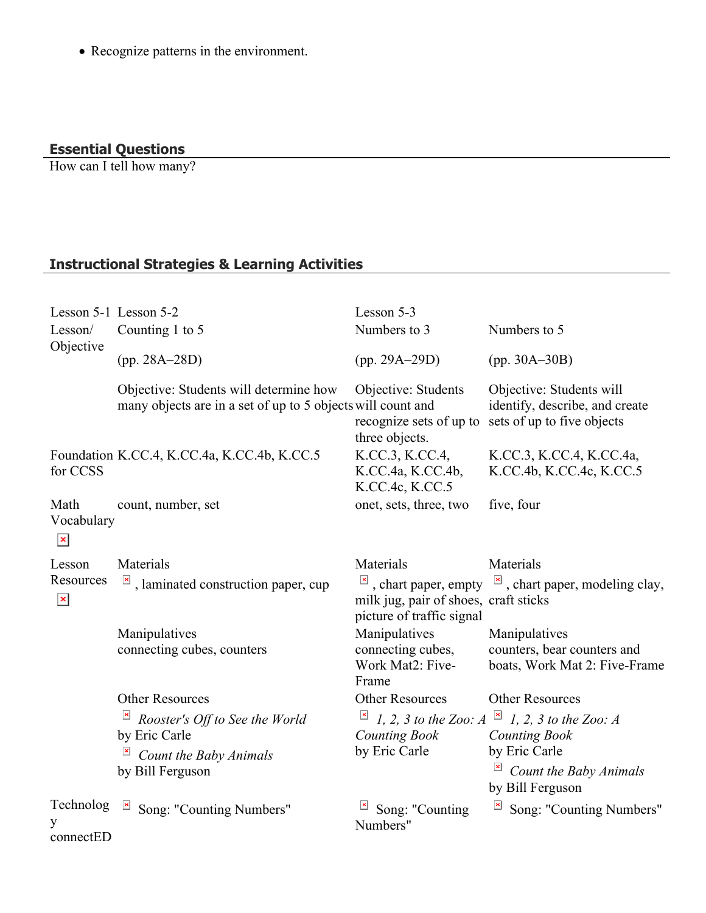- Recognize patterns in the environment.

## Essential Questions

How can I tell how many?

## Instructional Strategies & Learning Activities

| Lesson 5-1 | Lesson 5-2 | Lesson 5-3 | |
|---|---|---|---|
| Lesson/ Objective | Counting 1 to 5<br><br>(pp. 28A–28D)<br><br>Objective: Students will determine how many objects are in a set of up to 5 objects | Numbers to 3<br><br>(pp. 29A–29D)<br><br>Objective: Students will count and recognize sets of up to three objects. | Numbers to 5<br><br>(pp. 30A–30B)<br><br>Objective: Students will identify, describe, and create sets of up to five objects |
| Foundation for CCSS | K.CC.4, K.CC.4a, K.CC.4b, K.CC.5 | K.CC.3, K.CC.4, K.CC.4a, K.CC.4b, K.CC.4c, K.CC.5 | K.CC.3, K.CC.4, K.CC.4a, K.CC.4b, K.CC.4c, K.CC.5 |
| Math Vocabulary | count, number, set | onet, sets, three, two | five, four |
| Lesson Resources | Materials<br>, laminated construction paper, cup<br><br>Manipulatives<br>connecting cubes, counters<br><br>Other Resources<br>*Rooster's Off to See the World* by Eric Carle<br>*Count the Baby Animals* by Bill Ferguson | Materials<br>, chart paper, empty milk jug, pair of shoes, picture of traffic signal<br><br>Manipulatives<br>connecting cubes, Work Mat2: Five-Frame<br><br>Other Resources<br>*1, 2, 3 to the Zoo: A Counting Book* by Eric Carle | Materials<br>, chart paper, modeling clay, craft sticks<br><br>Manipulatives<br>counters, bear counters and boats, Work Mat 2: Five-Frame<br><br>Other Resources<br>*1, 2, 3 to the Zoo: A Counting Book* by Eric Carle<br>*Count the Baby Animals* by Bill Ferguson |
| Technology connectED | Song: "Counting Numbers" | Song: "Counting Numbers" | Song: "Counting Numbers" |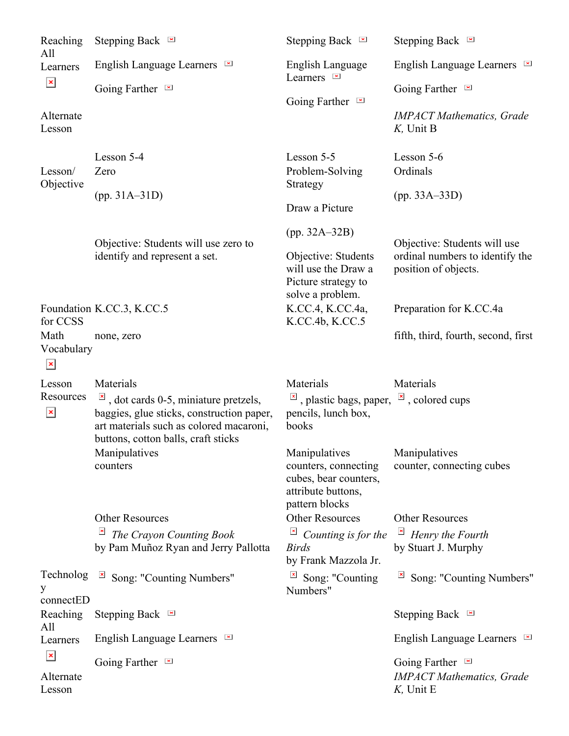| | | | |
|---|---|---|---|
| Reaching All Learners<br><br>Alternate Lesson | Stepping Back<br><br>English Language Learners<br><br>Going Farther | Stepping Back<br><br>English Language Learners<br><br>Going Farther | Stepping Back<br><br>English Language Learners<br><br>Going Farther<br><br>*IMPACT Mathematics, Grade K,* Unit B |
| Lesson/ Objective | Lesson 5-4<br>Zero<br><br>(pp. 31A–31D)<br><br>Objective: Students will use zero to identify and represent a set. | Lesson 5-5<br>Problem-Solving Strategy<br><br>Draw a Picture<br><br>(pp. 32A–32B)<br><br>Objective: Students will use the Draw a Picture strategy to solve a problem. | Lesson 5-6<br>Ordinals<br><br>(pp. 33A–33D)<br><br>Objective: Students will use ordinal numbers to identify the position of objects. |
| Foundation for CCSS | K.CC.3, K.CC.5 | K.CC.4, K.CC.4a, K.CC.4b, K.CC.5 | Preparation for K.CC.4a |
| Math Vocabulary | none, zero | | fifth, third, fourth, second, first |
| Lesson Resources | Materials<br>, dot cards 0-5, miniature pretzels, baggies, glue sticks, construction paper, art materials such as colored macaroni, buttons, cotton balls, craft sticks<br><br>Manipulatives<br>counters<br><br>Other Resources<br>*The Crayon Counting Book* by Pam Muñoz Ryan and Jerry Pallotta | Materials<br>, plastic bags, paper, pencils, lunch box, books<br><br>Manipulatives<br>counters, connecting cubes, bear counters, attribute buttons, pattern blocks<br><br>Other Resources<br>*Counting is for the Birds* by Frank Mazzola Jr. | Materials<br>, colored cups<br><br>Manipulatives<br>counter, connecting cubes<br><br>Other Resources<br>*Henry the Fourth* by Stuart J. Murphy |
| Technology connectED | Song: "Counting Numbers" | Song: "Counting Numbers" | Song: "Counting Numbers" |
| Reaching All Learners<br><br>Alternate Lesson | Stepping Back<br><br>English Language Learners<br><br>Going Farther | | Stepping Back<br><br>English Language Learners<br><br>Going Farther<br>*IMPACT Mathematics, Grade K,* Unit E |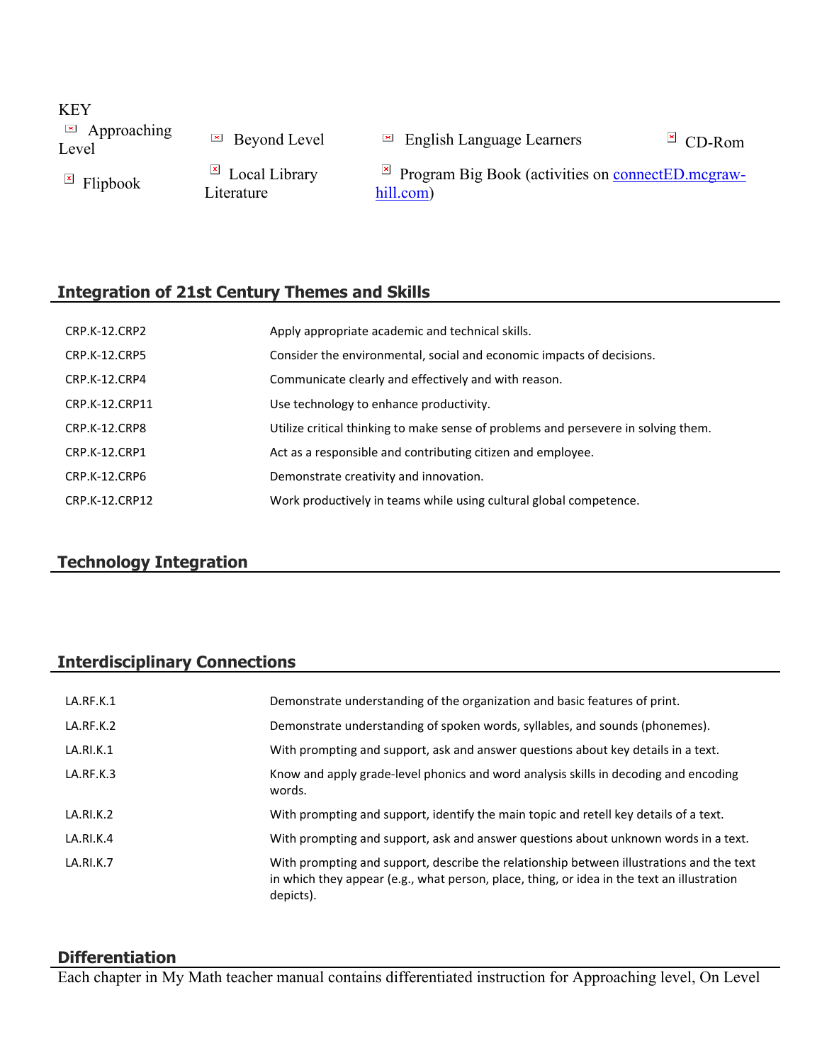KEY

| | | | |
|---|---|---|---|
| Approaching Level | Beyond Level | English Language Learners | CD-Rom |
| Flipbook | Local Library Literature | Program Big Book (activities on connectED.mcgraw-hill.com) | |

## Integration of 21st Century Themes and Skills

| | |
|---|---|
| CRP.K-12.CRP2 | Apply appropriate academic and technical skills. |
| CRP.K-12.CRP5 | Consider the environmental, social and economic impacts of decisions. |
| CRP.K-12.CRP4 | Communicate clearly and effectively and with reason. |
| CRP.K-12.CRP11 | Use technology to enhance productivity. |
| CRP.K-12.CRP8 | Utilize critical thinking to make sense of problems and persevere in solving them. |
| CRP.K-12.CRP1 | Act as a responsible and contributing citizen and employee. |
| CRP.K-12.CRP6 | Demonstrate creativity and innovation. |
| CRP.K-12.CRP12 | Work productively in teams while using cultural global competence. |

## Technology Integration

## Interdisciplinary Connections

| | |
|---|---|
| LA.RF.K.1 | Demonstrate understanding of the organization and basic features of print. |
| LA.RF.K.2 | Demonstrate understanding of spoken words, syllables, and sounds (phonemes). |
| LA.RI.K.1 | With prompting and support, ask and answer questions about key details in a text. |
| LA.RF.K.3 | Know and apply grade-level phonics and word analysis skills in decoding and encoding words. |
| LA.RI.K.2 | With prompting and support, identify the main topic and retell key details of a text. |
| LA.RI.K.4 | With prompting and support, ask and answer questions about unknown words in a text. |
| LA.RI.K.7 | With prompting and support, describe the relationship between illustrations and the text in which they appear (e.g., what person, place, thing, or idea in the text an illustration depicts). |

## Differentiation

Each chapter in My Math teacher manual contains differentiated instruction for Approaching level, On Level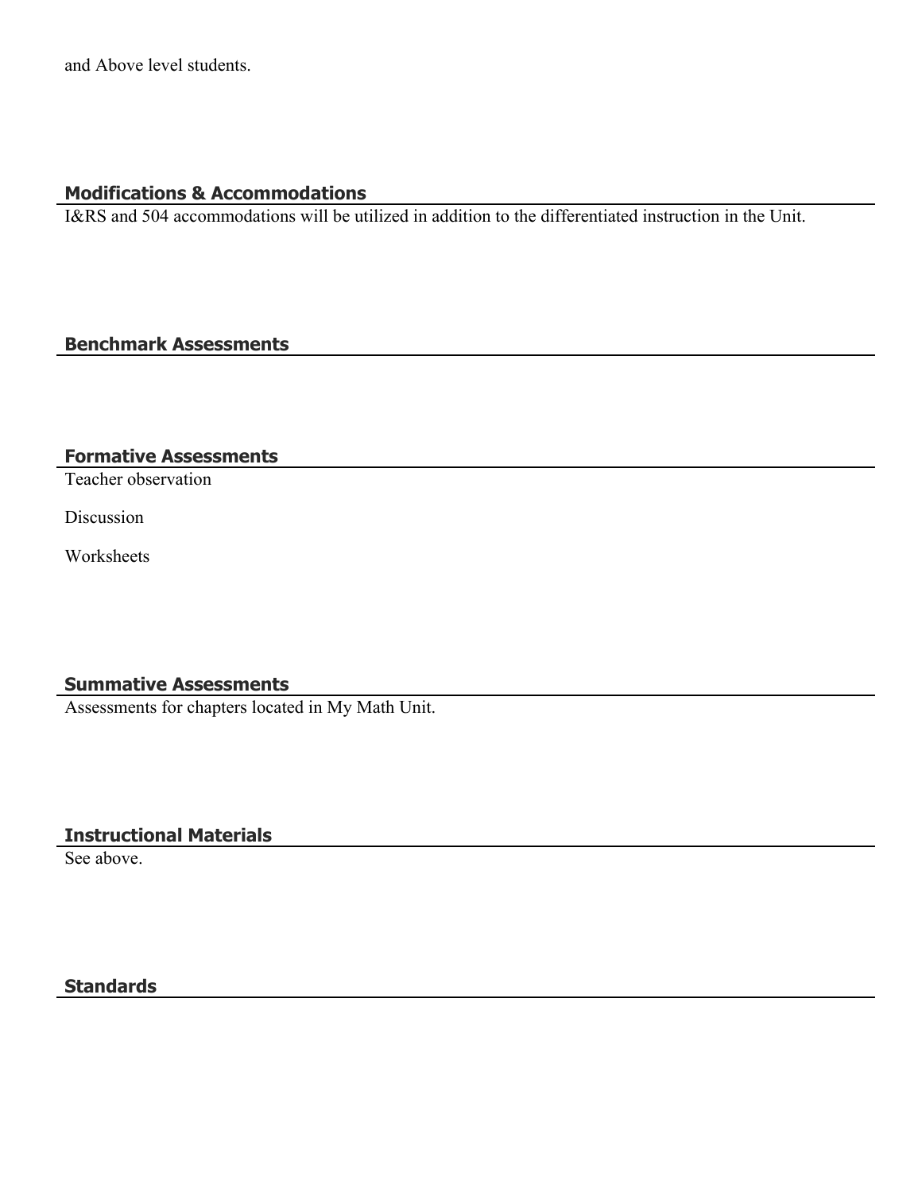and Above level students.

## Modifications & Accommodations

I&RS and 504 accommodations will be utilized in addition to the differentiated instruction in the Unit.

## Benchmark Assessments

## Formative Assessments

Teacher observation

Discussion

Worksheets

## Summative Assessments

Assessments for chapters located in My Math Unit.

## Instructional Materials

See above.

## Standards